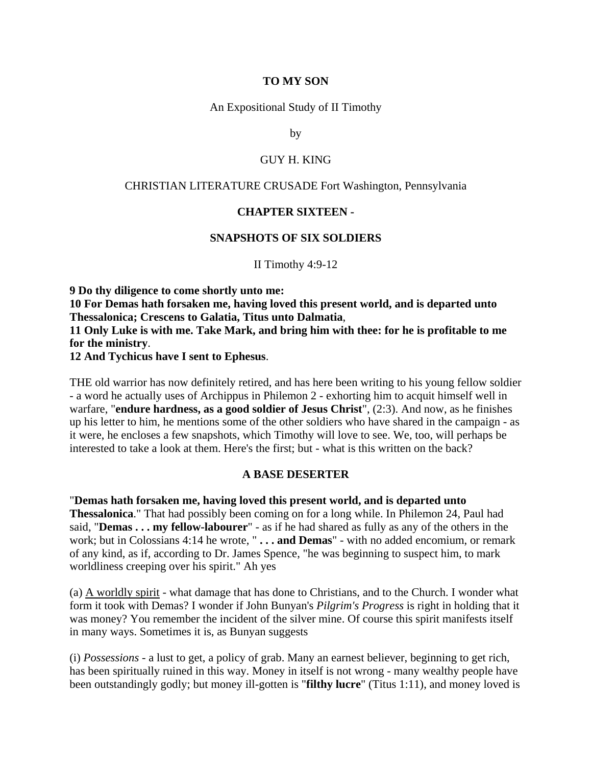**TO MY SON**

An Expositional Study of II Timothy

by

GUY H. KING

CHRISTIAN LITERATURE CRUSADE Fort Washington, Pennsylvania

## CHAPTER SIXTEEN -

## SNAPSHOTS OF SIX SOLDIERS

II Timothy 4:9-12

**9 Do thy diligence to come shortly unto me:**
**10 For Demas hath forsaken me, having loved this present world, and is departed unto Thessalonica; Crescens to Galatia, Titus unto Dalmatia**,
**11 Only Luke is with me. Take Mark, and bring him with thee: for he is profitable to me for the ministry**.
**12 And Tychicus have I sent to Ephesus**.

THE old warrior has now definitely retired, and has here been writing to his young fellow soldier - a word he actually uses of Archippus in Philemon 2 - exhorting him to acquit himself well in warfare, "**endure hardness, as a good soldier of Jesus Christ**", (2:3). And now, as he finishes up his letter to him, he mentions some of the other soldiers who have shared in the campaign - as it were, he encloses a few snapshots, which Timothy will love to see. We, too, will perhaps be interested to take a look at them. Here's the first; but - what is this written on the back?

### A BASE DESERTER

"**Demas hath forsaken me, having loved this present world, and is departed unto Thessalonica**." That had possibly been coming on for a long while. In Philemon 24, Paul had said, "**Demas . . . my fellow-labourer**" - as if he had shared as fully as any of the others in the work; but in Colossians 4:14 he wrote, " **. . . and Demas**" - with no added encomium, or remark of any kind, as if, according to Dr. James Spence, "he was beginning to suspect him, to mark worldliness creeping over his spirit." Ah yes

(a) <u>A worldly spirit</u> - what damage that has done to Christians, and to the Church. I wonder what form it took with Demas? I wonder if John Bunyan's *Pilgrim's Progress* is right in holding that it was money? You remember the incident of the silver mine. Of course this spirit manifests itself in many ways. Sometimes it is, as Bunyan suggests

(i) *Possessions* - a lust to get, a policy of grab. Many an earnest believer, beginning to get rich, has been spiritually ruined in this way. Money in itself is not wrong - many wealthy people have been outstandingly godly; but money ill-gotten is "**filthy lucre**" (Titus 1:11), and money loved is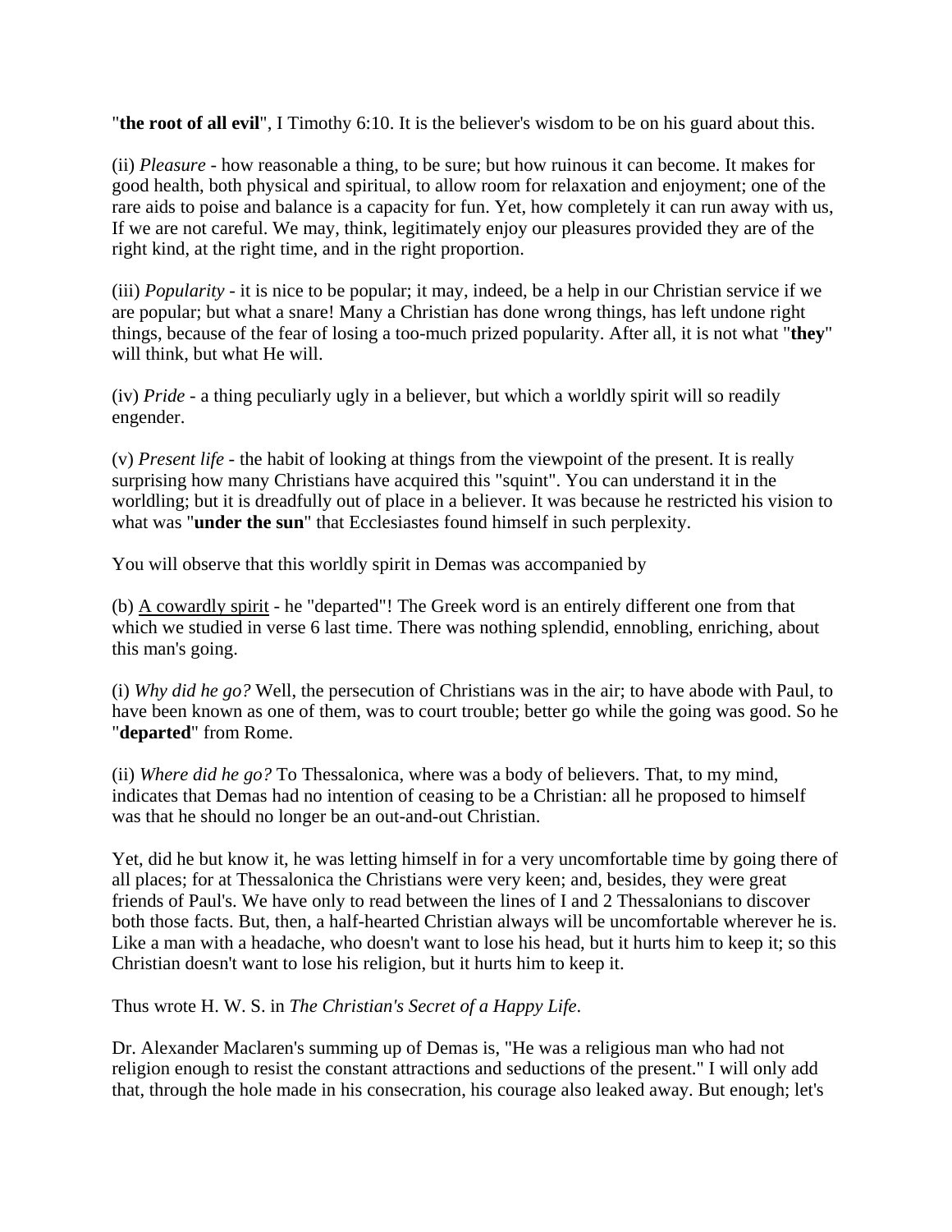"**the root of all evil**", I Timothy 6:10. It is the believer's wisdom to be on his guard about this.

(ii) *Pleasure* - how reasonable a thing, to be sure; but how ruinous it can become. It makes for good health, both physical and spiritual, to allow room for relaxation and enjoyment; one of the rare aids to poise and balance is a capacity for fun. Yet, how completely it can run away with us, If we are not careful. We may, think, legitimately enjoy our pleasures provided they are of the right kind, at the right time, and in the right proportion.

(iii) *Popularity* - it is nice to be popular; it may, indeed, be a help in our Christian service if we are popular; but what a snare! Many a Christian has done wrong things, has left undone right things, because of the fear of losing a too-much prized popularity. After all, it is not what "**they**" will think, but what He will.

(iv) *Pride* - a thing peculiarly ugly in a believer, but which a worldly spirit will so readily engender.

(v) *Present life* - the habit of looking at things from the viewpoint of the present. It is really surprising how many Christians have acquired this "squint". You can understand it in the worldling; but it is dreadfully out of place in a believer. It was because he restricted his vision to what was "**under the sun**" that Ecclesiastes found himself in such perplexity.

You will observe that this worldly spirit in Demas was accompanied by

(b) <u>A cowardly spirit</u> - he "departed"! The Greek word is an entirely different one from that which we studied in verse 6 last time. There was nothing splendid, ennobling, enriching, about this man's going.

(i) *Why did he go?* Well, the persecution of Christians was in the air; to have abode with Paul, to have been known as one of them, was to court trouble; better go while the going was good. So he "**departed**" from Rome.

(ii) *Where did he go?* To Thessalonica, where was a body of believers. That, to my mind, indicates that Demas had no intention of ceasing to be a Christian: all he proposed to himself was that he should no longer be an out-and-out Christian.

Yet, did he but know it, he was letting himself in for a very uncomfortable time by going there of all places; for at Thessalonica the Christians were very keen; and, besides, they were great friends of Paul's. We have only to read between the lines of I and 2 Thessalonians to discover both those facts. But, then, a half-hearted Christian always will be uncomfortable wherever he is. Like a man with a headache, who doesn't want to lose his head, but it hurts him to keep it; so this Christian doesn't want to lose his religion, but it hurts him to keep it.

Thus wrote H. W. S. in *The Christian's Secret of a Happy Life*.

Dr. Alexander Maclaren's summing up of Demas is, "He was a religious man who had not religion enough to resist the constant attractions and seductions of the present." I will only add that, through the hole made in his consecration, his courage also leaked away. But enough; let's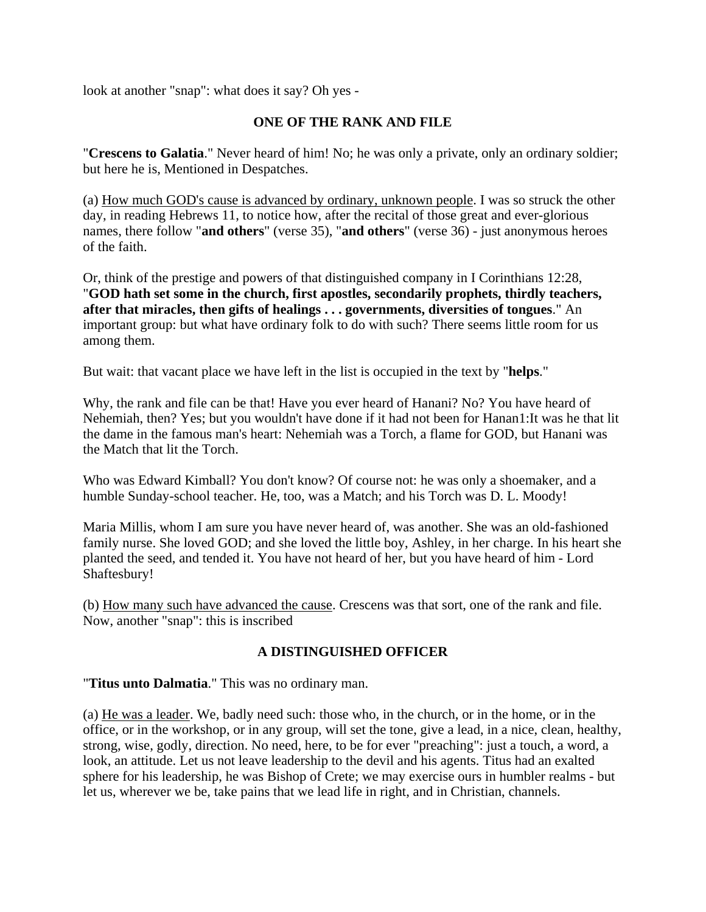look at another "snap": what does it say? Oh yes -

### ONE OF THE RANK AND FILE

"**Crescens to Galatia**." Never heard of him! No; he was only a private, only an ordinary soldier; but here he is, Mentioned in Despatches.

(a) <u>How much GOD's cause is advanced by ordinary, unknown people</u>. I was so struck the other day, in reading Hebrews 11, to notice how, after the recital of those great and ever-glorious names, there follow "**and others**" (verse 35), "**and others**" (verse 36) - just anonymous heroes of the faith.

Or, think of the prestige and powers of that distinguished company in I Corinthians 12:28, "**GOD hath set some in the church, first apostles, secondarily prophets, thirdly teachers, after that miracles, then gifts of healings . . . governments, diversities of tongues**." An important group: but what have ordinary folk to do with such? There seems little room for us among them.

But wait: that vacant place we have left in the list is occupied in the text by "**helps**."

Why, the rank and file can be that! Have you ever heard of Hanani? No? You have heard of Nehemiah, then? Yes; but you wouldn't have done if it had not been for Hanan1:It was he that lit the dame in the famous man's heart: Nehemiah was a Torch, a flame for GOD, but Hanani was the Match that lit the Torch.

Who was Edward Kimball? You don't know? Of course not: he was only a shoemaker, and a humble Sunday-school teacher. He, too, was a Match; and his Torch was D. L. Moody!

Maria Millis, whom I am sure you have never heard of, was another. She was an old-fashioned family nurse. She loved GOD; and she loved the little boy, Ashley, in her charge. In his heart she planted the seed, and tended it. You have not heard of her, but you have heard of him - Lord Shaftesbury!

(b) <u>How many such have advanced the cause</u>. Crescens was that sort, one of the rank and file. Now, another "snap": this is inscribed

### A DISTINGUISHED OFFICER

"**Titus unto Dalmatia**." This was no ordinary man.

(a) <u>He was a leader</u>. We, badly need such: those who, in the church, or in the home, or in the office, or in the workshop, or in any group, will set the tone, give a lead, in a nice, clean, healthy, strong, wise, godly, direction. No need, here, to be for ever "preaching": just a touch, a word, a look, an attitude. Let us not leave leadership to the devil and his agents. Titus had an exalted sphere for his leadership, he was Bishop of Crete; we may exercise ours in humbler realms - but let us, wherever we be, take pains that we lead life in right, and in Christian, channels.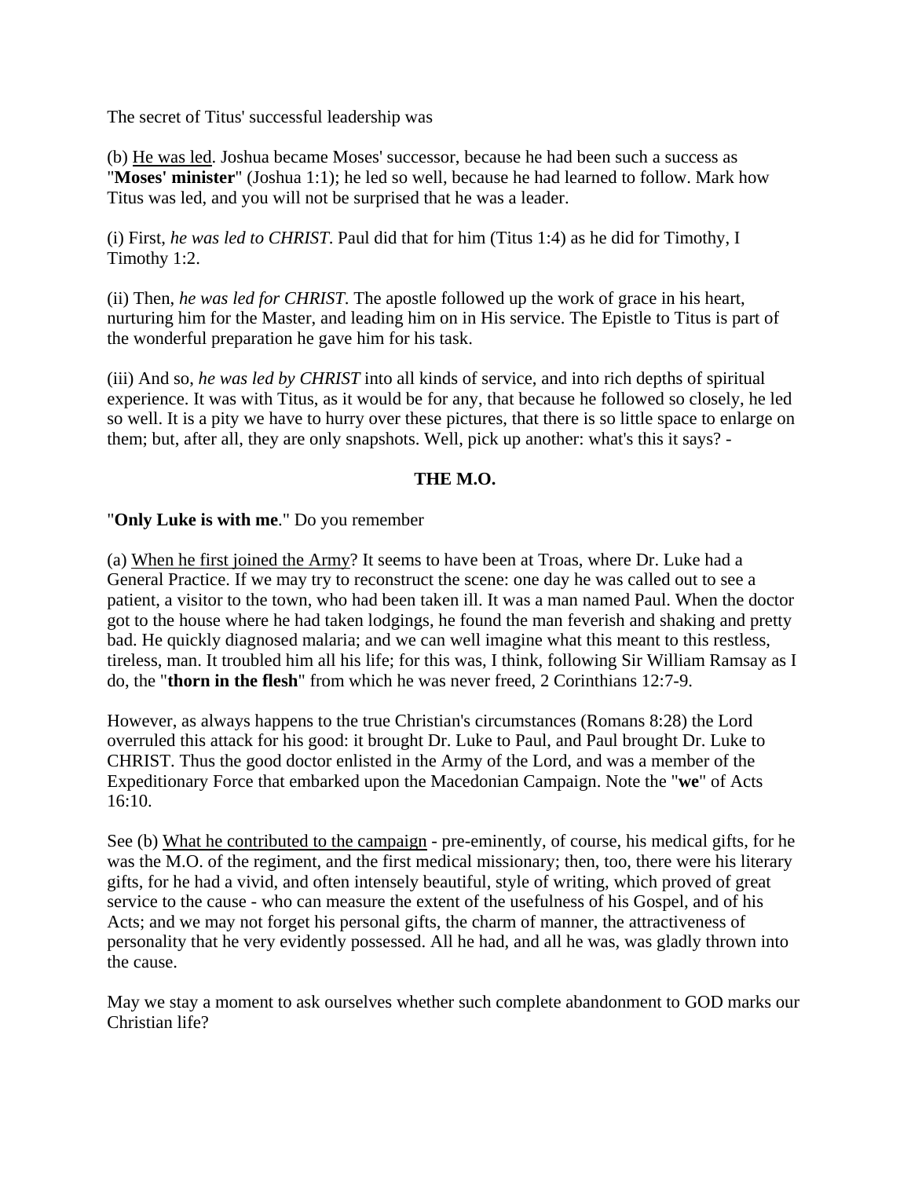The secret of Titus' successful leadership was

(b) <u>He was led</u>. Joshua became Moses' successor, because he had been such a success as "**Moses' minister**" (Joshua 1:1); he led so well, because he had learned to follow. Mark how Titus was led, and you will not be surprised that he was a leader.

(i) First, *he was led to CHRIST*. Paul did that for him (Titus 1:4) as he did for Timothy, I Timothy 1:2.

(ii) Then, *he was led for CHRIST*. The apostle followed up the work of grace in his heart, nurturing him for the Master, and leading him on in His service. The Epistle to Titus is part of the wonderful preparation he gave him for his task.

(iii) And so, *he was led by CHRIST* into all kinds of service, and into rich depths of spiritual experience. It was with Titus, as it would be for any, that because he followed so closely, he led so well. It is a pity we have to hurry over these pictures, that there is so little space to enlarge on them; but, after all, they are only snapshots. Well, pick up another: what's this it says? -

**THE M.O.**

"**Only Luke is with me**." Do you remember

(a) <u>When he first joined the Army</u>? It seems to have been at Troas, where Dr. Luke had a General Practice. If we may try to reconstruct the scene: one day he was called out to see a patient, a visitor to the town, who had been taken ill. It was a man named Paul. When the doctor got to the house where he had taken lodgings, he found the man feverish and shaking and pretty bad. He quickly diagnosed malaria; and we can well imagine what this meant to this restless, tireless, man. It troubled him all his life; for this was, I think, following Sir William Ramsay as I do, the "**thorn in the flesh**" from which he was never freed, 2 Corinthians 12:7-9.

However, as always happens to the true Christian's circumstances (Romans 8:28) the Lord overruled this attack for his good: it brought Dr. Luke to Paul, and Paul brought Dr. Luke to CHRIST. Thus the good doctor enlisted in the Army of the Lord, and was a member of the Expeditionary Force that embarked upon the Macedonian Campaign. Note the "**we**" of Acts 16:10.

See (b) <u>What he contributed to the campaign</u> - pre-eminently, of course, his medical gifts, for he was the M.O. of the regiment, and the first medical missionary; then, too, there were his literary gifts, for he had a vivid, and often intensely beautiful, style of writing, which proved of great service to the cause - who can measure the extent of the usefulness of his Gospel, and of his Acts; and we may not forget his personal gifts, the charm of manner, the attractiveness of personality that he very evidently possessed. All he had, and all he was, was gladly thrown into the cause.

May we stay a moment to ask ourselves whether such complete abandonment to GOD marks our Christian life?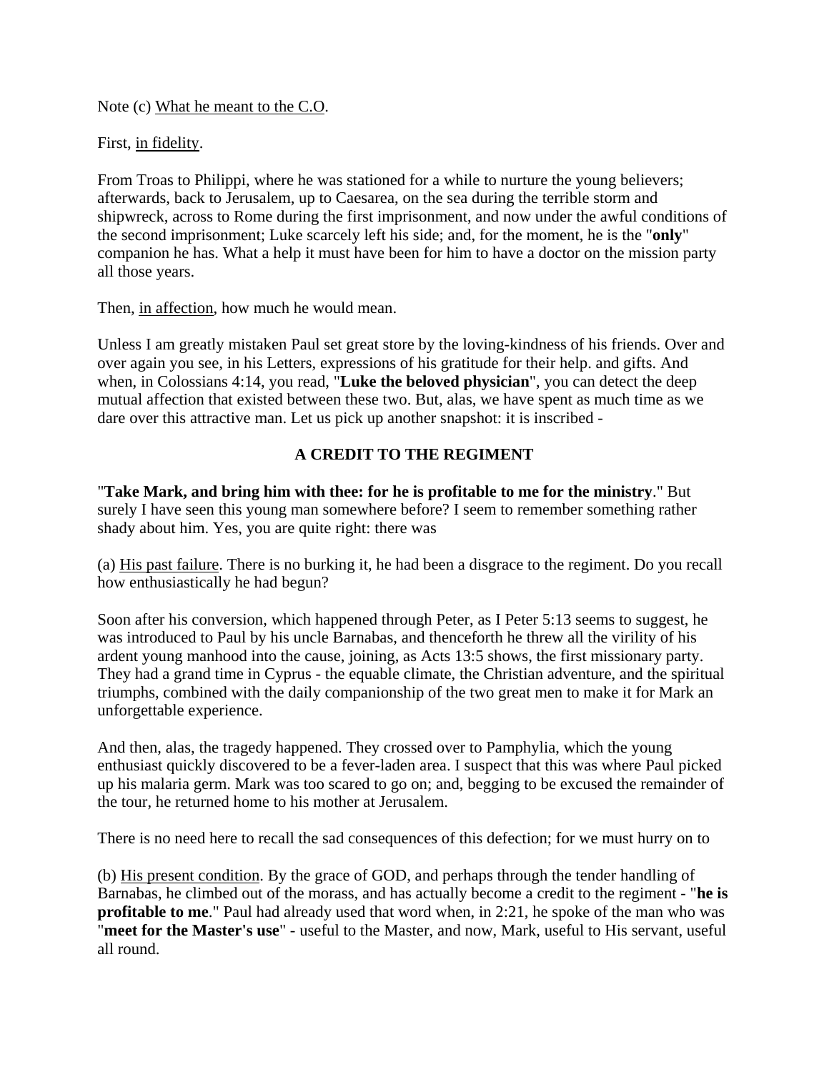Note (c) What he meant to the C.O.

First, in fidelity.

From Troas to Philippi, where he was stationed for a while to nurture the young believers; afterwards, back to Jerusalem, up to Caesarea, on the sea during the terrible storm and shipwreck, across to Rome during the first imprisonment, and now under the awful conditions of the second imprisonment; Luke scarcely left his side; and, for the moment, he is the "**only**" companion he has. What a help it must have been for him to have a doctor on the mission party all those years.

Then, in affection, how much he would mean.

Unless I am greatly mistaken Paul set great store by the loving-kindness of his friends. Over and over again you see, in his Letters, expressions of his gratitude for their help. and gifts. And when, in Colossians 4:14, you read, "**Luke the beloved physician**", you can detect the deep mutual affection that existed between these two. But, alas, we have spent as much time as we dare over this attractive man. Let us pick up another snapshot: it is inscribed -

## A CREDIT TO THE REGIMENT

"**Take Mark, and bring him with thee: for he is profitable to me for the ministry**." But surely I have seen this young man somewhere before? I seem to remember something rather shady about him. Yes, you are quite right: there was

(a) His past failure. There is no burking it, he had been a disgrace to the regiment. Do you recall how enthusiastically he had begun?

Soon after his conversion, which happened through Peter, as I Peter 5:13 seems to suggest, he was introduced to Paul by his uncle Barnabas, and thenceforth he threw all the virility of his ardent young manhood into the cause, joining, as Acts 13:5 shows, the first missionary party. They had a grand time in Cyprus - the equable climate, the Christian adventure, and the spiritual triumphs, combined with the daily companionship of the two great men to make it for Mark an unforgettable experience.

And then, alas, the tragedy happened. They crossed over to Pamphylia, which the young enthusiast quickly discovered to be a fever-laden area. I suspect that this was where Paul picked up his malaria germ. Mark was too scared to go on; and, begging to be excused the remainder of the tour, he returned home to his mother at Jerusalem.

There is no need here to recall the sad consequences of this defection; for we must hurry on to

(b) His present condition. By the grace of GOD, and perhaps through the tender handling of Barnabas, he climbed out of the morass, and has actually become a credit to the regiment - "**he is profitable to me**." Paul had already used that word when, in 2:21, he spoke of the man who was "**meet for the Master's use**" - useful to the Master, and now, Mark, useful to His servant, useful all round.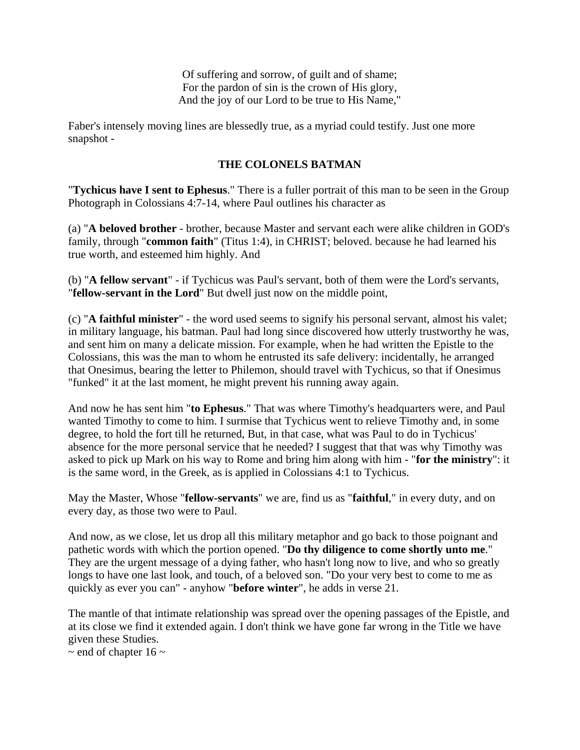Of suffering and sorrow, of guilt and of shame;  
For the pardon of sin is the crown of His glory,  
And the joy of our Lord to be true to His Name,"

Faber's intensely moving lines are blessedly true, as a myriad could testify. Just one more snapshot -

### THE COLONELS BATMAN

"**Tychicus have I sent to Ephesus**." There is a fuller portrait of this man to be seen in the Group Photograph in Colossians 4:7-14, where Paul outlines his character as

(a) "**A beloved brother** - brother, because Master and servant each were alike children in GOD's family, through "**common faith**" (Titus 1:4), in CHRIST; beloved. because he had learned his true worth, and esteemed him highly. And

(b) "**A fellow servant**" - if Tychicus was Paul's servant, both of them were the Lord's servants, "**fellow-servant in the Lord**" But dwell just now on the middle point,

(c) "**A faithful minister**" - the word used seems to signify his personal servant, almost his valet; in military language, his batman. Paul had long since discovered how utterly trustworthy he was, and sent him on many a delicate mission. For example, when he had written the Epistle to the Colossians, this was the man to whom he entrusted its safe delivery: incidentally, he arranged that Onesimus, bearing the letter to Philemon, should travel with Tychicus, so that if Onesimus "funked" it at the last moment, he might prevent his running away again.

And now he has sent him "**to Ephesus**." That was where Timothy's headquarters were, and Paul wanted Timothy to come to him. I surmise that Tychicus went to relieve Timothy and, in some degree, to hold the fort till he returned, But, in that case, what was Paul to do in Tychicus' absence for the more personal service that he needed? I suggest that that was why Timothy was asked to pick up Mark on his way to Rome and bring him along with him - "**for the ministry**": it is the same word, in the Greek, as is applied in Colossians 4:1 to Tychicus.

May the Master, Whose "**fellow-servants**" we are, find us as "**faithful**," in every duty, and on every day, as those two were to Paul.

And now, as we close, let us drop all this military metaphor and go back to those poignant and pathetic words with which the portion opened. "**Do thy diligence to come shortly unto me**." They are the urgent message of a dying father, who hasn't long now to live, and who so greatly longs to have one last look, and touch, of a beloved son. "Do your very best to come to me as quickly as ever you can" - anyhow "**before winter**", he adds in verse 21.

The mantle of that intimate relationship was spread over the opening passages of the Epistle, and at its close we find it extended again. I don't think we have gone far wrong in the Title we have given these Studies.  
~ end of chapter 16 ~